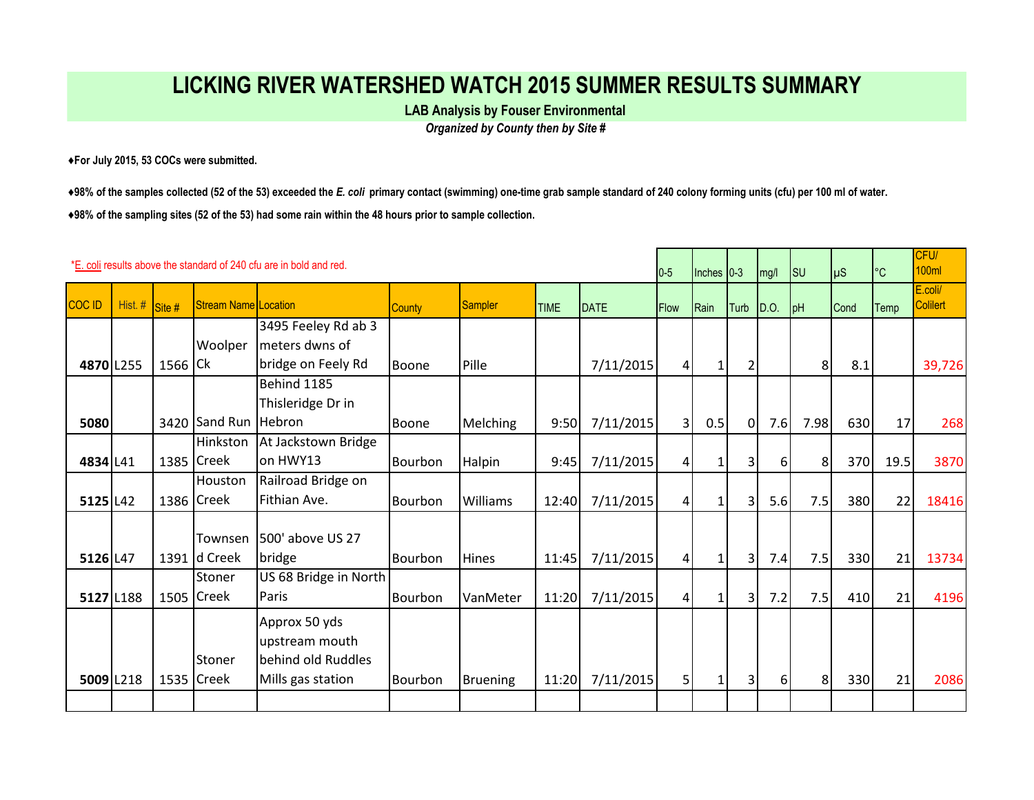# LICKING RIVER WATERSHED WATCH 2015 SUMMER RESULTS SUMMARY

**LAB Analysis by Fouser Environmental**

***Organized by County then by Site #***

♦**For July 2015, 53 COCs were submitted.**

♦**98% of the samples collected (52 of the 53) exceeded the *E. coli* primary contact (swimming) one-time grab sample standard of 240 colony forming units (cfu) per 100 ml of water.**

♦**98% of the sampling sites (52 of the 53) had some rain within the 48 hours prior to sample collection.**

*E. coli results above the standard of 240 cfu are in bold and red.

| | | | | | | | | | 0-5 | Inches | 0-3 | mg/l | SU | µS | °C | CFU/ 100ml |
|---|---|---|---|---|---|---|---|---|---|---|---|---|---|---|---|---|
| COC ID | Hist. # | Site # | Stream Name | Location | County | Sampler | TIME | DATE | Flow | Rain | Turb | D.O. | pH | Cond | Temp | E.coli/ Colilert |
| **4870** | L255 | 1566 | Woolper Ck | 3495 Feeley Rd ab 3 meters dwns of bridge on Feely Rd | Boone | Pille | | 7/11/2015 | 4 | 1 | 2 | | 8 | 8.1 | | 39,726 |
| **5080** | | 3420 | Sand Run | Behind 1185 Thisleridge Dr in Hebron | Boone | Melching | 9:50 | 7/11/2015 | 3 | 0.5 | 0 | 7.6 | 7.98 | 630 | 17 | 268 |
| **4834** | L41 | 1385 | Hinkston Creek | At Jackstown Bridge on HWY13 | Bourbon | Halpin | 9:45 | 7/11/2015 | 4 | 1 | 3 | 6 | 8 | 370 | 19.5 | 3870 |
| **5125** | L42 | 1386 | Houston Creek | Railroad Bridge on Fithian Ave. | Bourbon | Williams | 12:40 | 7/11/2015 | 4 | 1 | 3 | 5.6 | 7.5 | 380 | 22 | 18416 |
| **5126** | L47 | 1391 | Townsend Creek | 500' above US 27 bridge | Bourbon | Hines | 11:45 | 7/11/2015 | 4 | 1 | 3 | 7.4 | 7.5 | 330 | 21 | 13734 |
| **5127** | L188 | 1505 | Stoner Creek | US 68 Bridge in North Paris | Bourbon | VanMeter | 11:20 | 7/11/2015 | 4 | 1 | 3 | 7.2 | 7.5 | 410 | 21 | 4196 |
| **5009** | L218 | 1535 | Stoner Creek | Approx 50 yds upstream mouth behind old Ruddles Mills gas station | Bourbon | Bruening | 11:20 | 7/11/2015 | 5 | 1 | 3 | 6 | 8 | 330 | 21 | 2086 |
| | | | | | | | | | | | | | | | | |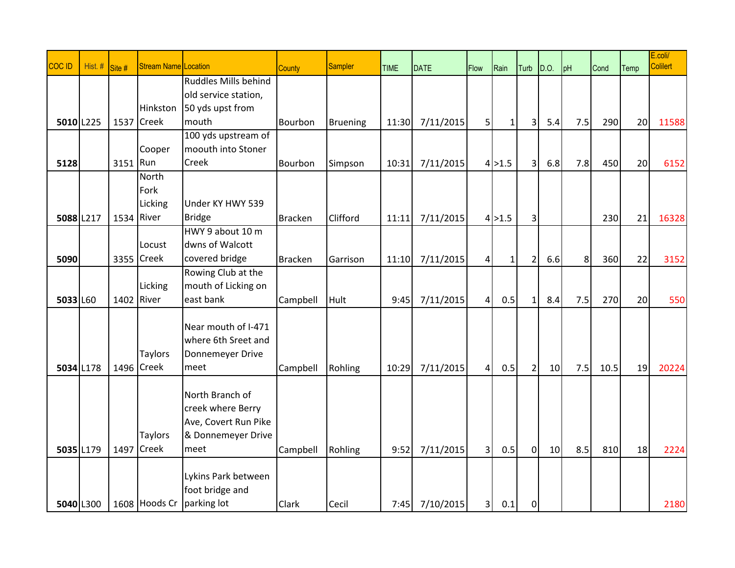| COC ID | Hist. # | Site # | Stream Name | Location | County | Sampler | TIME | DATE | Flow | Rain | Turb | D.O. | pH | Cond | Temp | E.coli/ Colilert |
|---|---|---|---|---|---|---|---|---|---|---|---|---|---|---|---|---|
| **5010** | L225 | 1537 | Hinkston Creek | Ruddles Mills behind old service station, 50 yds upst from mouth | Bourbon | Bruening | 11:30 | 7/11/2015 | 5 | 1 | 3 | 5.4 | 7.5 | 290 | 20 | 11588 |
| **5128** | | 3151 | Cooper Run | 100 yds upstream of moouth into Stoner Creek | Bourbon | Simpson | 10:31 | 7/11/2015 | 4 | >1.5 | 3 | 6.8 | 7.8 | 450 | 20 | 6152 |
| **5088** | L217 | 1534 | North Fork Licking River | Under KY HWY 539 Bridge | Bracken | Clifford | 11:11 | 7/11/2015 | 4 | >1.5 | 3 | | | 230 | 21 | 16328 |
| **5090** | | 3355 | Locust Creek | HWY 9 about 10 m dwns of Walcott covered bridge | Bracken | Garrison | 11:10 | 7/11/2015 | 4 | 1 | 2 | 6.6 | 8 | 360 | 22 | 3152 |
| **5033** | L60 | 1402 | Licking River | Rowing Club at the mouth of Licking on east bank | Campbell | Hult | 9:45 | 7/11/2015 | 4 | 0.5 | 1 | 8.4 | 7.5 | 270 | 20 | 550 |
| **5034** | L178 | 1496 | Taylors Creek | Near mouth of I-471 where 6th Sreet and Donnemeyer Drive meet | Campbell | Rohling | 10:29 | 7/11/2015 | 4 | 0.5 | 2 | 10 | 7.5 | 10.5 | 19 | 20224 |
| **5035** | L179 | 1497 | Taylors Creek | North Branch of creek where Berry Ave, Covert Run Pike & Donnemeyer Drive meet | Campbell | Rohling | 9:52 | 7/11/2015 | 3 | 0.5 | 0 | 10 | 8.5 | 810 | 18 | 2224 |
| **5040** | L300 | 1608 | Hoods Cr | Lykins Park between foot bridge and parking lot | Clark | Cecil | 7:45 | 7/10/2015 | 3 | 0.1 | 0 | | | | | 2180 |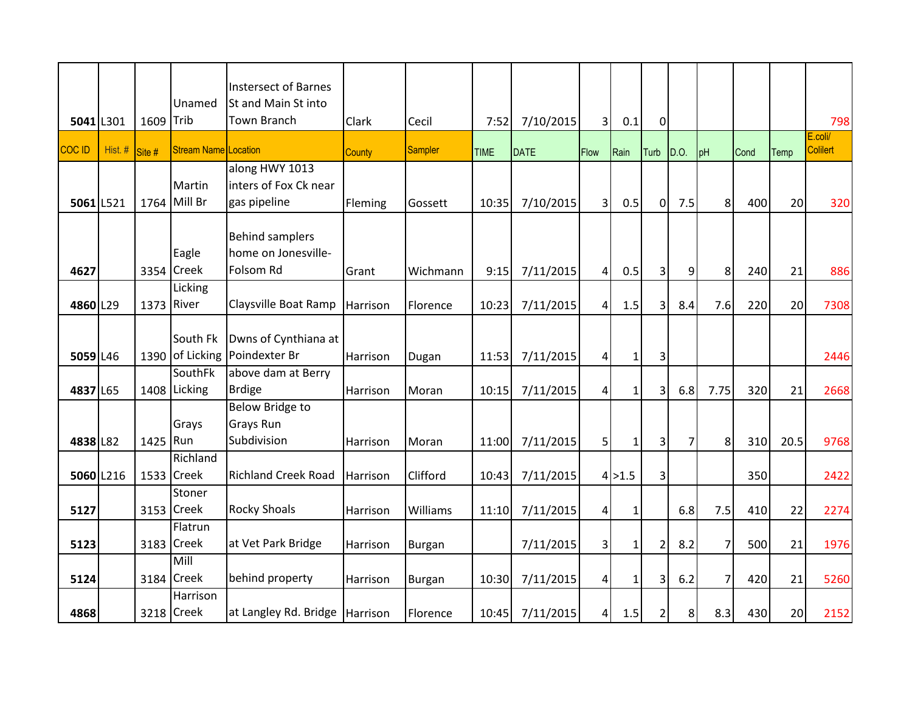| 5041 | L301 | 1609 | Unamed Trib | Instersect of Barnes St and Main St into Town Branch | Clark | Cecil | 7:52 | 7/10/2015 | 3 | 0.1 | 0 | | | | | 798 |
|---|---|---|---|---|---|---|---|---|---|---|---|---|---|---|---|---|
| COC ID | Hist. # | Site # | Stream Name | Location | County | Sampler | TIME | DATE | Flow | Rain | Turb | D.O. | pH | Cond | Temp | E.coli/ Colilert |
| 5061 | L521 | 1764 | Martin Mill Br | along HWY 1013 inters of Fox Ck near gas pipeline | Fleming | Gossett | 10:35 | 7/10/2015 | 3 | 0.5 | 0 | 7.5 | 8 | 400 | 20 | 320 |
| 4627 | | 3354 | Eagle Creek | Behind samplers home on Jonesville-Folsom Rd | Grant | Wichmann | 9:15 | 7/11/2015 | 4 | 0.5 | 3 | 9 | 8 | 240 | 21 | 886 |
| 4860 | L29 | 1373 | Licking River | Claysville Boat Ramp | Harrison | Florence | 10:23 | 7/11/2015 | 4 | 1.5 | 3 | 8.4 | 7.6 | 220 | 20 | 7308 |
| 5059 | L46 | 1390 | South Fk of Licking | Dwns of Cynthiana at Poindexter Br | Harrison | Dugan | 11:53 | 7/11/2015 | 4 | 1 | 3 | | | | | 2446 |
| 4837 | L65 | 1408 | SouthFk Licking | above dam at Berry Brdige | Harrison | Moran | 10:15 | 7/11/2015 | 4 | 1 | 3 | 6.8 | 7.75 | 320 | 21 | 2668 |
| 4838 | L82 | 1425 | Grays Run | Below Bridge to Grays Run Subdivision | Harrison | Moran | 11:00 | 7/11/2015 | 5 | 1 | 3 | 7 | 8 | 310 | 20.5 | 9768 |
| 5060 | L216 | 1533 | Richland Creek | Richland Creek Road | Harrison | Clifford | 10:43 | 7/11/2015 | 4 | >1.5 | 3 | | | 350 | | 2422 |
| 5127 | | 3153 | Stoner Creek | Rocky Shoals | Harrison | Williams | 11:10 | 7/11/2015 | 4 | 1 | | 6.8 | 7.5 | 410 | 22 | 2274 |
| 5123 | | 3183 | Flatrun Creek | at Vet Park Bridge | Harrison | Burgan | | 7/11/2015 | 3 | 1 | 2 | 8.2 | 7 | 500 | 21 | 1976 |
| 5124 | | 3184 | Mill Creek | behind property | Harrison | Burgan | 10:30 | 7/11/2015 | 4 | 1 | 3 | 6.2 | 7 | 420 | 21 | 5260 |
| 4868 | | 3218 | Harrison Creek | at Langley Rd. Bridge | Harrison | Florence | 10:45 | 7/11/2015 | 4 | 1.5 | 2 | 8 | 8.3 | 430 | 20 | 2152 |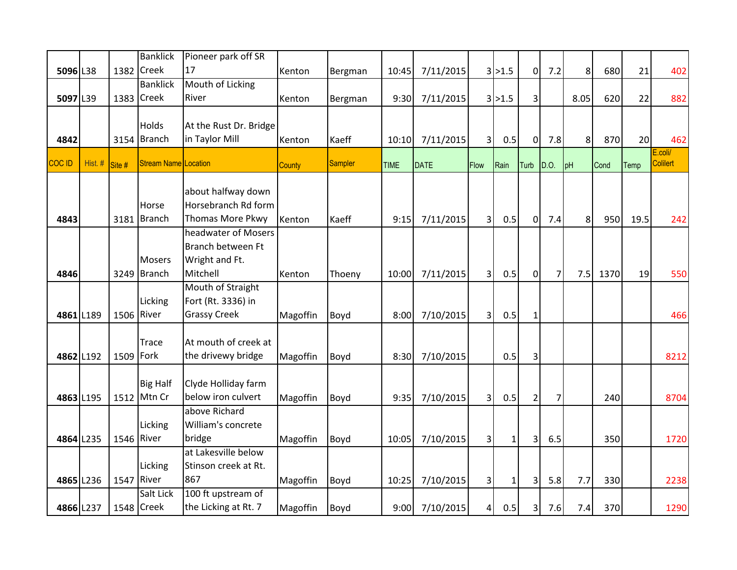| 5096 | L38 | 1382 | Banklick Creek | Pioneer park off SR 17 | Kenton | Bergman | 10:45 | 7/11/2015 | 3 | >1.5 | 0 | 7.2 | 8 | 680 | 21 | 402 |
|---|---|---|---|---|---|---|---|---|---|---|---|---|---|---|---|---|
| 5097 | L39 | 1383 | Banklick Creek | Mouth of Licking River | Kenton | Bergman | 9:30 | 7/11/2015 | 3 | >1.5 | 3 | | 8.05 | 620 | 22 | 882 |
| 4842 | | 3154 | Holds Branch | At the Rust Dr. Bridge in Taylor Mill | Kenton | Kaeff | 10:10 | 7/11/2015 | 3 | 0.5 | 0 | 7.8 | 8 | 870 | 20 | 462 |
| COC ID | Hist. # | Site # | Stream Name | Location | County | Sampler | TIME | DATE | Flow | Rain | Turb | D.O. | pH | Cond | Temp | E.coli/ Colilert |
| 4843 | | 3181 | Horse Branch | about halfway down Horsebranch Rd form Thomas More Pkwy | Kenton | Kaeff | 9:15 | 7/11/2015 | 3 | 0.5 | 0 | 7.4 | 8 | 950 | 19.5 | 242 |
| 4846 | | 3249 | Mosers Branch | headwater of Mosers Branch between Ft Wright and Ft. Mitchell | Kenton | Thoeny | 10:00 | 7/11/2015 | 3 | 0.5 | 0 | 7 | 7.5 | 1370 | 19 | 550 |
| 4861 | L189 | 1506 | Licking River | Mouth of Straight Fort (Rt. 3336) in Grassy Creek | Magoffin | Boyd | 8:00 | 7/10/2015 | 3 | 0.5 | 1 | | | | | 466 |
| 4862 | L192 | 1509 | Trace Fork | At mouth of creek at the drivewy bridge | Magoffin | Boyd | 8:30 | 7/10/2015 | | 0.5 | 3 | | | | | 8212 |
| 4863 | L195 | 1512 | Big Half Mtn Cr | Clyde Holliday farm below iron culvert | Magoffin | Boyd | 9:35 | 7/10/2015 | 3 | 0.5 | 2 | 7 | | 240 | | 8704 |
| 4864 | L235 | 1546 | Licking River | above Richard William's concrete bridge | Magoffin | Boyd | 10:05 | 7/10/2015 | 3 | 1 | 3 | 6.5 | | 350 | | 1720 |
| 4865 | L236 | 1547 | Licking River | at Lakesville below Stinson creek at Rt. 867 | Magoffin | Boyd | 10:25 | 7/10/2015 | 3 | 1 | 3 | 5.8 | 7.7 | 330 | | 2238 |
| 4866 | L237 | 1548 | Salt Lick Creek | 100 ft upstream of the Licking at Rt. 7 | Magoffin | Boyd | 9:00 | 7/10/2015 | 4 | 0.5 | 3 | 7.6 | 7.4 | 370 | | 1290 |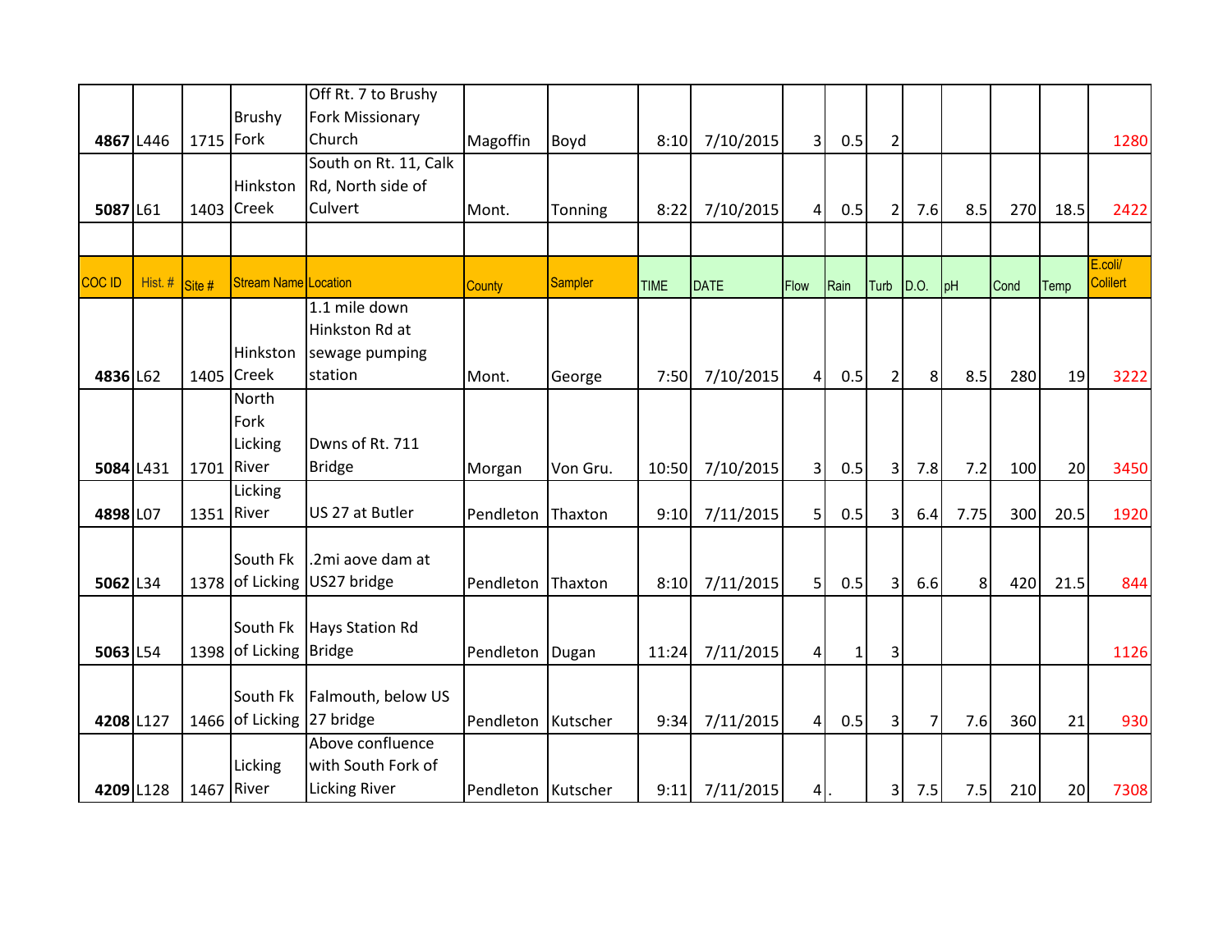| 4867 | L446 | 1715 | Brushy Fork | Off Rt. 7 to Brushy Fork Missionary Church | Magoffin | Boyd | 8:10 | 7/10/2015 | 3 | 0.5 | 2 | | | | | 1280 |
|---|---|---|---|---|---|---|---|---|---|---|---|---|---|---|---|---|
| 5087 | L61 | 1403 | Hinkston Creek | South on Rt. 11, Calk Rd, North side of Culvert | Mont. | Tonning | 8:22 | 7/10/2015 | 4 | 0.5 | 2 | 7.6 | 8.5 | 270 | 18.5 | 2422 |
| | | | | | | | | | | | | | | | | |
| COC ID | Hist. # | Site # | Stream Name | Location | County | Sampler | TIME | DATE | Flow | Rain | Turb | D.O. | pH | Cond | Temp | E.coli/ Colilert |
| 4836 | L62 | 1405 | Hinkston Creek | 1.1 mile down Hinkston Rd at sewage pumping station | Mont. | George | 7:50 | 7/10/2015 | 4 | 0.5 | 2 | 8 | 8.5 | 280 | 19 | 3222 |
| 5084 | L431 | 1701 | North Fork Licking River | Dwns of Rt. 711 Bridge | Morgan | Von Gru. | 10:50 | 7/10/2015 | 3 | 0.5 | 3 | 7.8 | 7.2 | 100 | 20 | 3450 |
| 4898 | L07 | 1351 | Licking River | US 27 at Butler | Pendleton | Thaxton | 9:10 | 7/11/2015 | 5 | 0.5 | 3 | 6.4 | 7.75 | 300 | 20.5 | 1920 |
| 5062 | L34 | 1378 | South Fk of Licking | .2mi aove dam at US27 bridge | Pendleton | Thaxton | 8:10 | 7/11/2015 | 5 | 0.5 | 3 | 6.6 | 8 | 420 | 21.5 | 844 |
| 5063 | L54 | 1398 | South Fk of Licking | Hays Station Rd Bridge | Pendleton | Dugan | 11:24 | 7/11/2015 | 4 | 1 | 3 | | | | | 1126 |
| 4208 | L127 | 1466 | South Fk of Licking | Falmouth, below US 27 bridge | Pendleton | Kutscher | 9:34 | 7/11/2015 | 4 | 0.5 | 3 | 7 | 7.6 | 360 | 21 | 930 |
| 4209 | L128 | 1467 | Licking River | Above confluence with South Fork of Licking River | Pendleton | Kutscher | 9:11 | 7/11/2015 | 4 | . | 3 | 7.5 | 7.5 | 210 | 20 | 7308 |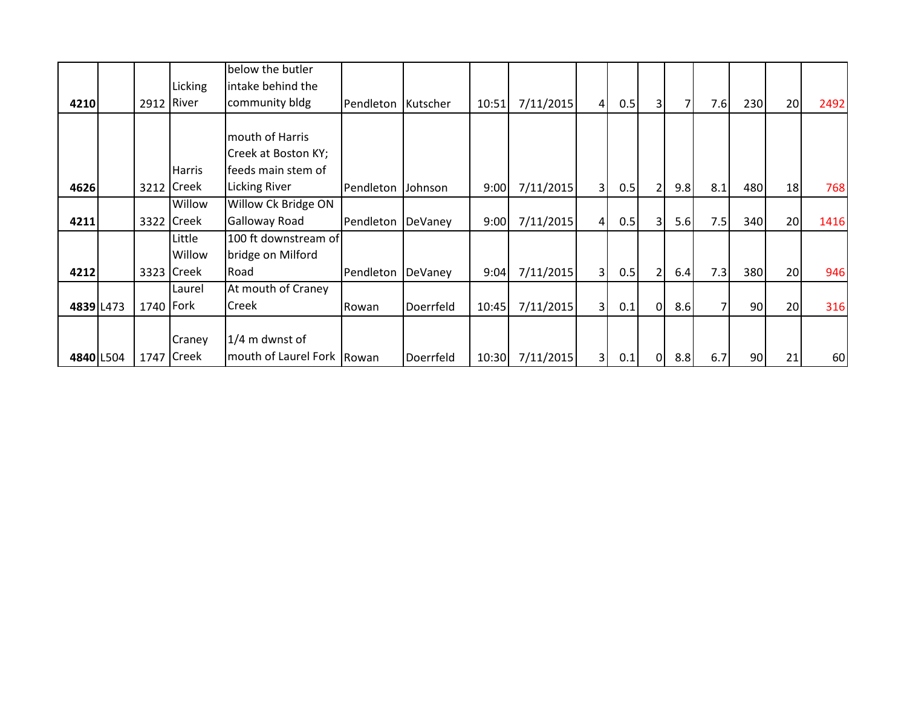| | | | | | | | | | | | | | | | | |
|---|---|---|---|---|---|---|---|---|---|---|---|---|---|---|---|---|
| **4210** | | 2912 | Licking River | below the butler intake behind the community bldg | Pendleton | Kutscher | 10:51 | 7/11/2015 | 4 | 0.5 | 3 | 7 | 7.6 | 230 | 20 | 2492 |
| **4626** | | 3212 | Harris Creek | mouth of Harris Creek at Boston KY; feeds main stem of Licking River | Pendleton | Johnson | 9:00 | 7/11/2015 | 3 | 0.5 | 2 | 9.8 | 8.1 | 480 | 18 | 768 |
| **4211** | | 3322 | Willow Creek | Willow Ck Bridge ON Galloway Road | Pendleton | DeVaney | 9:00 | 7/11/2015 | 4 | 0.5 | 3 | 5.6 | 7.5 | 340 | 20 | 1416 |
| **4212** | | 3323 | Little Willow Creek | 100 ft downstream of bridge on Milford Road | Pendleton | DeVaney | 9:04 | 7/11/2015 | 3 | 0.5 | 2 | 6.4 | 7.3 | 380 | 20 | 946 |
| **4839** | L473 | 1740 | Laurel Fork | At mouth of Craney Creek | Rowan | Doerrfeld | 10:45 | 7/11/2015 | 3 | 0.1 | 0 | 8.6 | 7 | 90 | 20 | 316 |
| **4840** | L504 | 1747 | Craney Creek | 1/4 m dwnst of mouth of Laurel Fork | Rowan | Doerrfeld | 10:30 | 7/11/2015 | 3 | 0.1 | 0 | 8.8 | 6.7 | 90 | 21 | 60 |